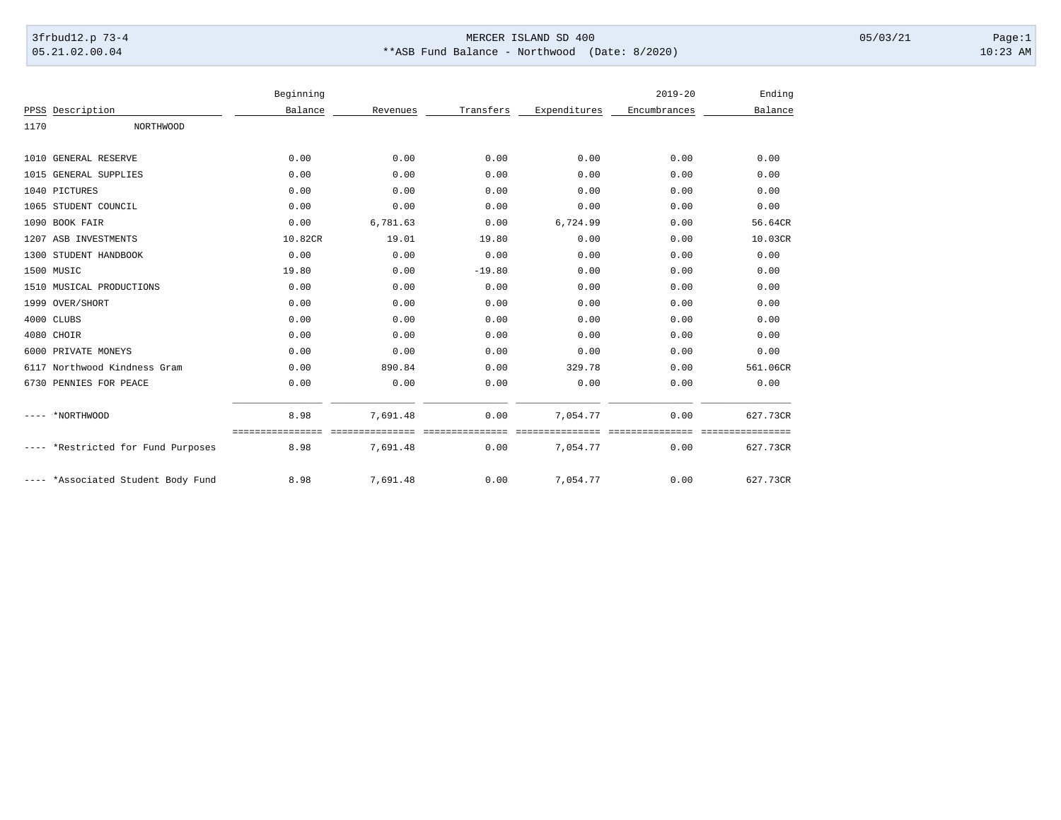3frbud12.p 73-4 MERCER ISLAND SD 400 05/03/21
05.21.02.00.04 **ASB Fund Balance - Northwood (Date: 8/2020) 10:23 AM

| PPSS | Description | Beginning Balance | Revenues | Transfers | Expenditures | 2019-20 Encumbrances | Ending Balance |
|---|---|---|---|---|---|---|---|
| 1170 | NORTHWOOD | | | | | | |
| 1010 | GENERAL RESERVE | 0.00 | 0.00 | 0.00 | 0.00 | 0.00 | 0.00 |
| 1015 | GENERAL SUPPLIES | 0.00 | 0.00 | 0.00 | 0.00 | 0.00 | 0.00 |
| 1040 | PICTURES | 0.00 | 0.00 | 0.00 | 0.00 | 0.00 | 0.00 |
| 1065 | STUDENT COUNCIL | 0.00 | 0.00 | 0.00 | 0.00 | 0.00 | 0.00 |
| 1090 | BOOK FAIR | 0.00 | 6,781.63 | 0.00 | 6,724.99 | 0.00 | 56.64CR |
| 1207 | ASB INVESTMENTS | 10.82CR | 19.01 | 19.80 | 0.00 | 0.00 | 10.03CR |
| 1300 | STUDENT HANDBOOK | 0.00 | 0.00 | 0.00 | 0.00 | 0.00 | 0.00 |
| 1500 | MUSIC | 19.80 | 0.00 | -19.80 | 0.00 | 0.00 | 0.00 |
| 1510 | MUSICAL PRODUCTIONS | 0.00 | 0.00 | 0.00 | 0.00 | 0.00 | 0.00 |
| 1999 | OVER/SHORT | 0.00 | 0.00 | 0.00 | 0.00 | 0.00 | 0.00 |
| 4000 | CLUBS | 0.00 | 0.00 | 0.00 | 0.00 | 0.00 | 0.00 |
| 4080 | CHOIR | 0.00 | 0.00 | 0.00 | 0.00 | 0.00 | 0.00 |
| 6000 | PRIVATE MONEYS | 0.00 | 0.00 | 0.00 | 0.00 | 0.00 | 0.00 |
| 6117 | Northwood Kindness Gram | 0.00 | 890.84 | 0.00 | 329.78 | 0.00 | 561.06CR |
| 6730 | PENNIES FOR PEACE | 0.00 | 0.00 | 0.00 | 0.00 | 0.00 | 0.00 |
| ---- | *NORTHWOOD | 8.98 | 7,691.48 | 0.00 | 7,054.77 | 0.00 | 627.73CR |
| ---- | *Restricted for Fund Purposes | 8.98 | 7,691.48 | 0.00 | 7,054.77 | 0.00 | 627.73CR |
| ---- | *Associated Student Body Fund | 8.98 | 7,691.48 | 0.00 | 7,054.77 | 0.00 | 627.73CR |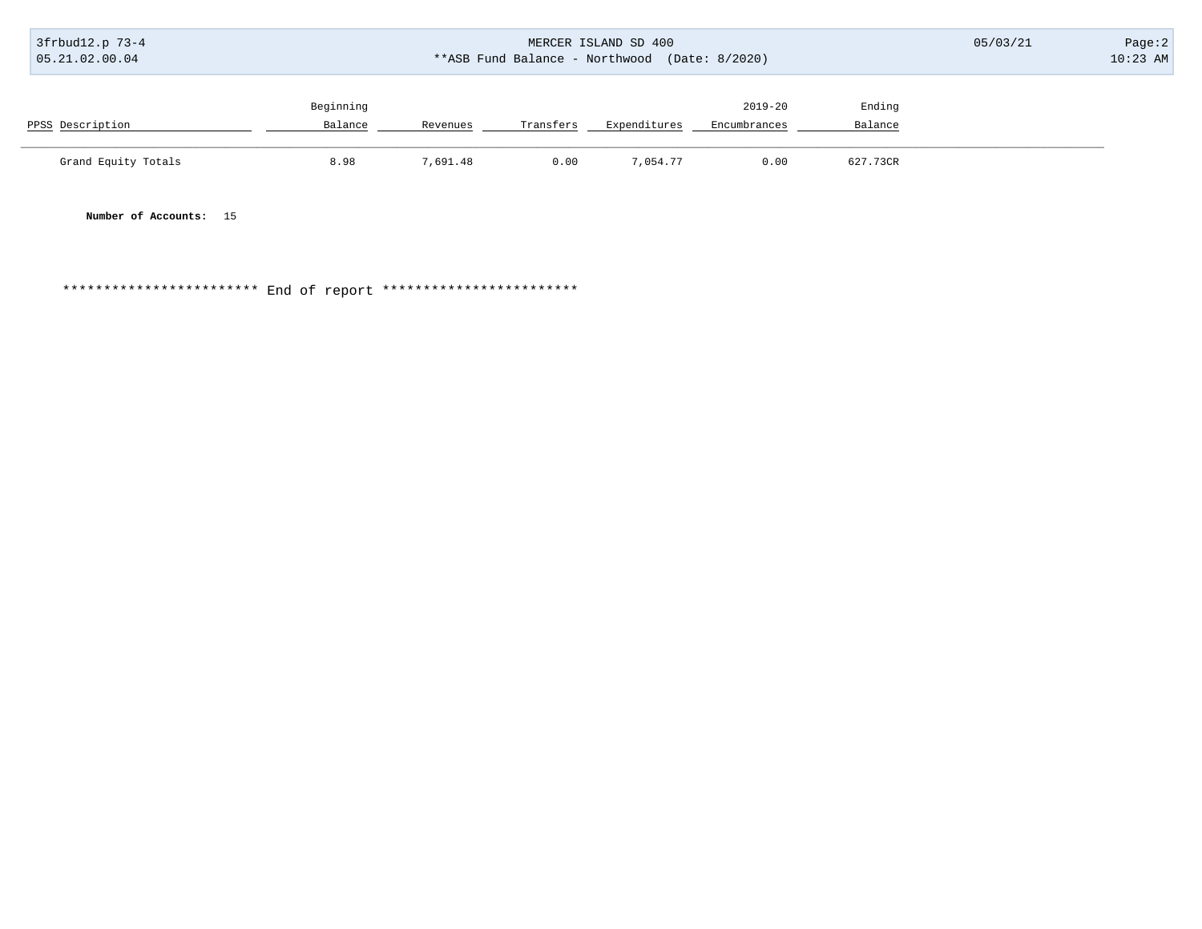| PPSS | Description | Beginning Balance | Revenues | Transfers | Expenditures | 2019-20 Encumbrances | Ending Balance |
|---|---|---|---|---|---|---|---|
| | Grand Equity Totals | 8.98 | 7,691.48 | 0.00 | 7,054.77 | 0.00 | 627.73CR |

**Number of Accounts:** 15

************************ End of report ************************